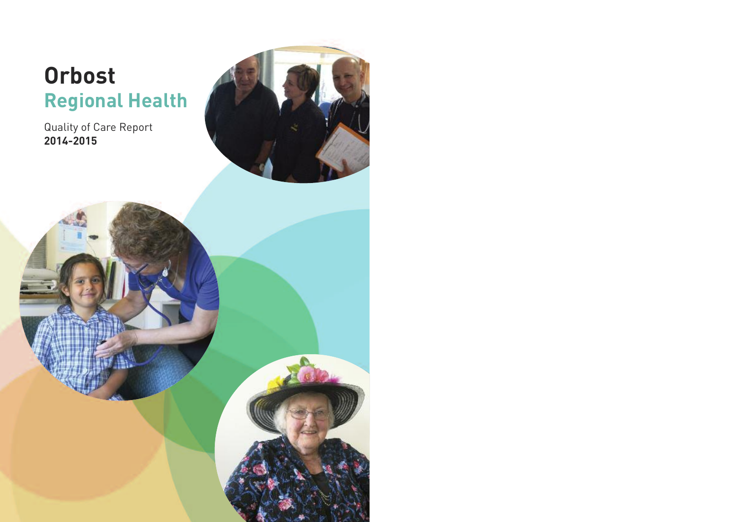# Orbost
## Regional Health

Quality of Care Report
**2014-2015**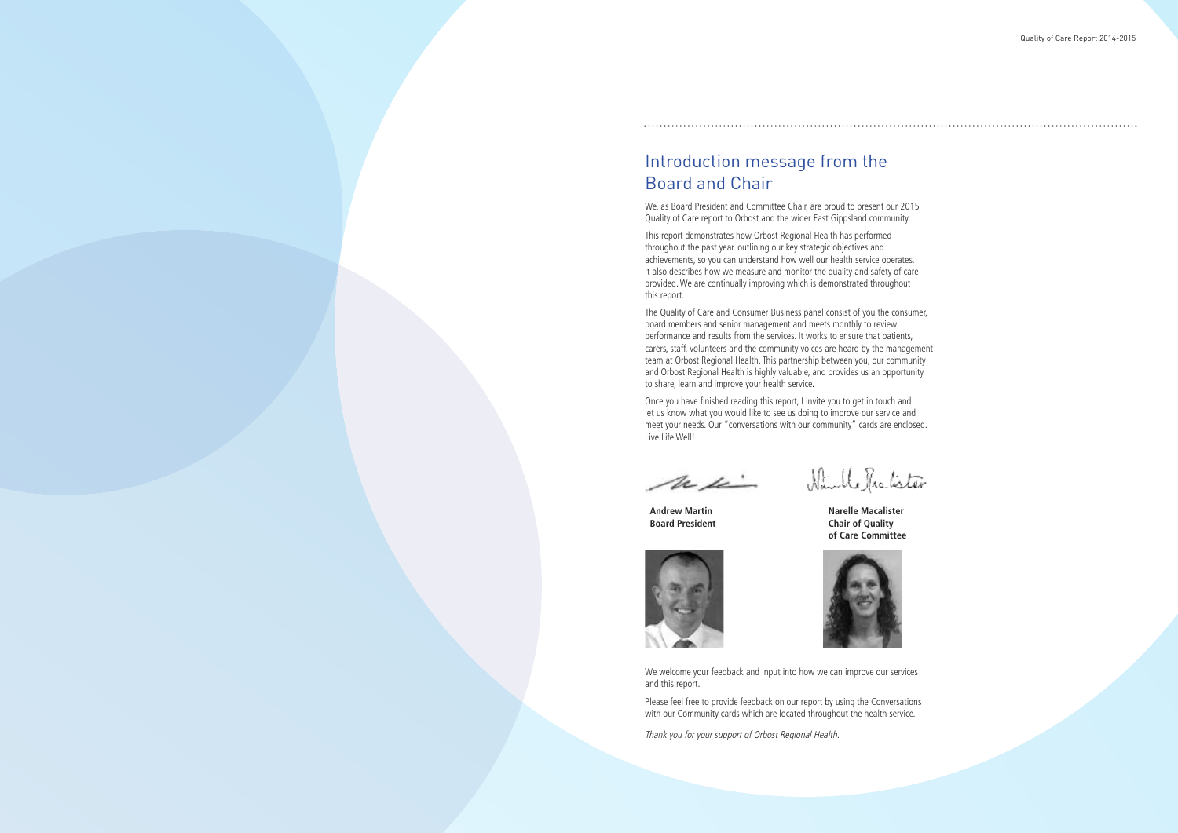# Introduction message from the Board and Chair

We, as Board President and Committee Chair, are proud to present our 2015 Quality of Care report to Orbost and the wider East Gippsland community.

This report demonstrates how Orbost Regional Health has performed throughout the past year, outlining our key strategic objectives and achievements, so you can understand how well our health service operates. It also describes how we measure and monitor the quality and safety of care provided. We are continually improving which is demonstrated throughout this report.

The Quality of Care and Consumer Business panel consist of you the consumer, board members and senior management and meets monthly to review performance and results from the services. It works to ensure that patients, carers, staff, volunteers and the community voices are heard by the management team at Orbost Regional Health. This partnership between you, our community and Orbost Regional Health is highly valuable, and provides us an opportunity to share, learn and improve your health service.

Once you have finished reading this report, I invite you to get in touch and let us know what you would like to see us doing to improve our service and meet your needs. Our "conversations with our community" cards are enclosed. Live Life Well!

**Andrew Martin**
**Board President**

**Narelle Macalister**
**Chair of Quality of Care Committee**

We welcome your feedback and input into how we can improve our services and this report.

Please feel free to provide feedback on our report by using the Conversations with our Community cards which are located throughout the health service.

*Thank you for your support of Orbost Regional Health.*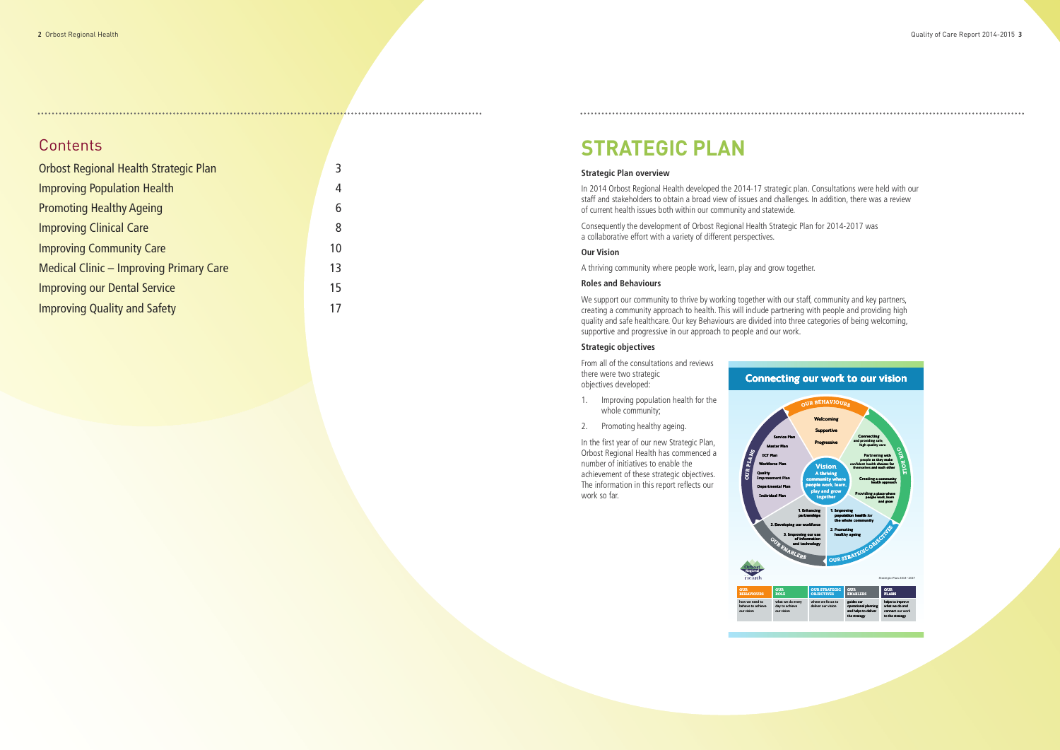## Contents

| | |
|---|---|
| Orbost Regional Health Strategic Plan | 3 |
| Improving Population Health | 4 |
| Promoting Healthy Ageing | 6 |
| Improving Clinical Care | 8 |
| Improving Community Care | 10 |
| Medical Clinic – Improving Primary Care | 13 |
| Improving our Dental Service | 15 |
| Improving Quality and Safety | 17 |

# STRATEGIC PLAN

### Strategic Plan overview

In 2014 Orbost Regional Health developed the 2014-17 strategic plan. Consultations were held with our staff and stakeholders to obtain a broad view of issues and challenges. In addition, there was a review of current health issues both within our community and statewide.

Consequently the development of Orbost Regional Health Strategic Plan for 2014-2017 was a collaborative effort with a variety of different perspectives.

### Our Vision

A thriving community where people work, learn, play and grow together.

### Roles and Behaviours

We support our community to thrive by working together with our staff, community and key partners, creating a community approach to health. This will include partnering with people and providing high quality and safe healthcare. Our key Behaviours are divided into three categories of being welcoming, supportive and progressive in our approach to people and our work.

### Strategic objectives

From all of the consultations and reviews there were two strategic objectives developed:

1. Improving population health for the whole community;
2. Promoting healthy ageing.

In the first year of our new Strategic Plan, Orbost Regional Health has commenced a number of initiatives to enable the achievement of these strategic objectives. The information in this report reflects our work so far.

### Connecting our work to our vision

**Vision:** A thriving community where people work, learn, play and grow together

**Our Behaviours:** Welcoming; Supportive; Progressive

**Our Role:** Connecting and providing safe high quality care; Partnering with people so they make confident health choices for themselves and each other; Creating a community health approach; Providing a place where people work, learn and grow

**Our Strategic Objectives:** 1. Improving population health for the whole community; 2. Promoting healthy ageing

**Our Enablers:** 1. Enhancing partnerships; 2. Developing our workforce; 3. Improving our use of information and technology

**Our Plans:** Service Plan; Master Plan; ICT Plan; Workforce Plan; Quality Improvement Plan; Departmental Plan; Individual Plan

Strategic Plan 2014–2017

| OUR BEHAVIOURS | OUR ROLE | OUR STRATEGIC OBJECTIVES | OUR ENABLERS | OUR PLANS |
|---|---|---|---|---|
| how we need to behave to achieve our vision | what we do every day to achieve our vision | where we focus to deliver our vision | guides our operational planning and helps to deliver the strategy | helps to improve what we do and connect our work to the strategy |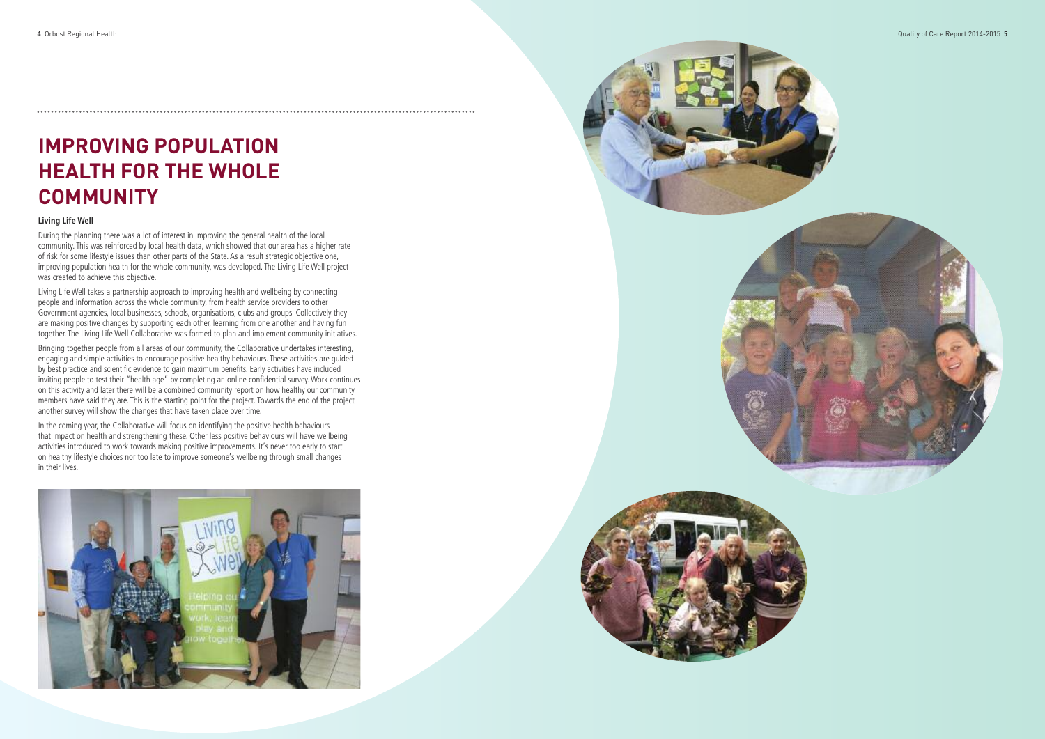# IMPROVING POPULATION HEALTH FOR THE WHOLE COMMUNITY

**Living Life Well**

During the planning there was a lot of interest in improving the general health of the local community. This was reinforced by local health data, which showed that our area has a higher rate of risk for some lifestyle issues than other parts of the State. As a result strategic objective one, improving population health for the whole community, was developed. The Living Life Well project was created to achieve this objective.

Living Life Well takes a partnership approach to improving health and wellbeing by connecting people and information across the whole community, from health service providers to other Government agencies, local businesses, schools, organisations, clubs and groups. Collectively they are making positive changes by supporting each other, learning from one another and having fun together. The Living Life Well Collaborative was formed to plan and implement community initiatives.

Bringing together people from all areas of our community, the Collaborative undertakes interesting, engaging and simple activities to encourage positive healthy behaviours. These activities are guided by best practice and scientific evidence to gain maximum benefits. Early activities have included inviting people to test their "health age" by completing an online confidential survey. Work continues on this activity and later there will be a combined community report on how healthy our community members have said they are. This is the starting point for the project. Towards the end of the project another survey will show the changes that have taken place over time.

In the coming year, the Collaborative will focus on identifying the positive health behaviours that impact on health and strengthening these. Other less positive behaviours will have wellbeing activities introduced to work towards making positive improvements. It's never too early to start on healthy lifestyle choices nor too late to improve someone's wellbeing through small changes in their lives.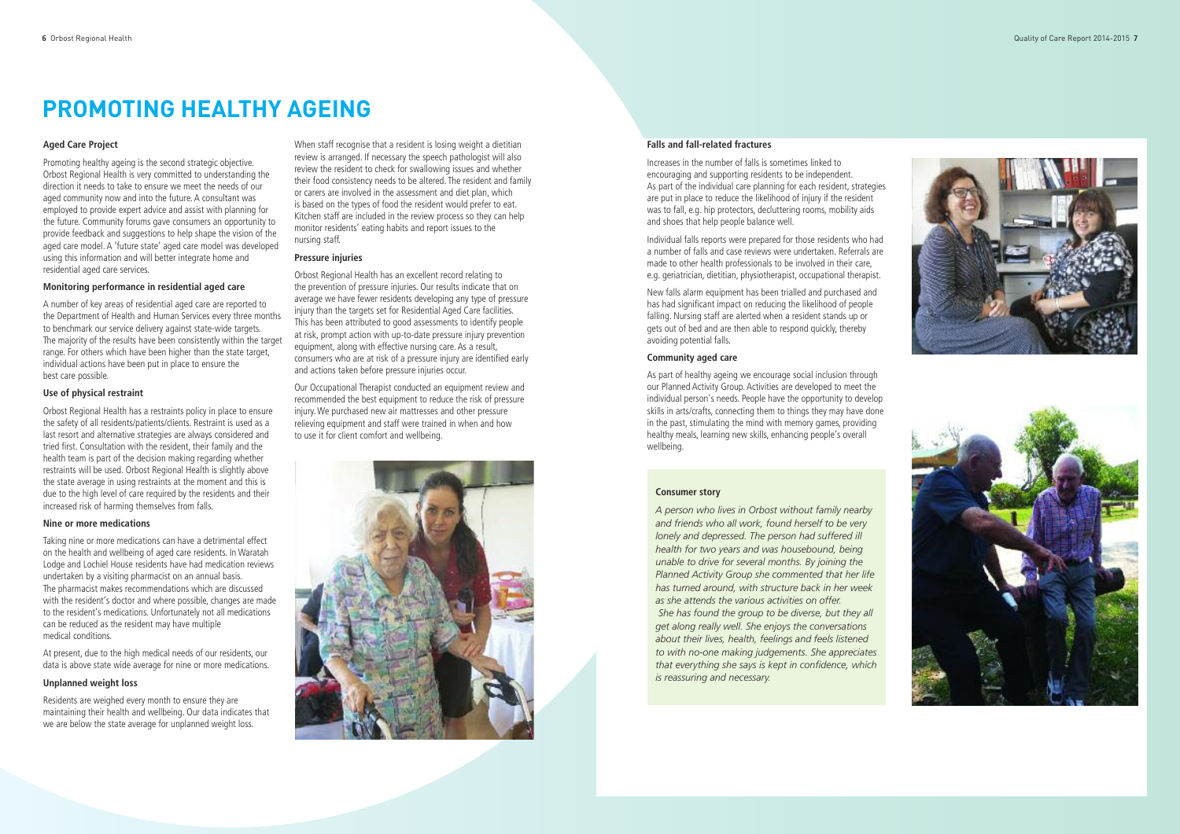# PROMOTING HEALTHY AGEING

### Aged Care Project

Promoting healthy ageing is the second strategic objective. Orbost Regional Health is very committed to understanding the direction it needs to take to ensure we meet the needs of our aged community now and into the future. A consultant was employed to provide expert advice and assist with planning for the future. Community forums gave consumers an opportunity to provide feedback and suggestions to help shape the vision of the aged care model. A 'future state' aged care model was developed using this information and will better integrate home and residential aged care services.

### Monitoring performance in residential aged care

A number of key areas of residential aged care are reported to the Department of Health and Human Services every three months to benchmark our service delivery against state-wide targets. The majority of the results have been consistently within the target range. For others which have been higher than the state target, individual actions have been put in place to ensure the best care possible.

### Use of physical restraint

Orbost Regional Health has a restraints policy in place to ensure the safety of all residents/patients/clients. Restraint is used as a last resort and alternative strategies are always considered and tried first. Consultation with the resident, their family and the health team is part of the decision making regarding whether restraints will be used. Orbost Regional Health is slightly above the state average in using restraints at the moment and this is due to the high level of care required by the residents and their increased risk of harming themselves from falls.

### Nine or more medications

Taking nine or more medications can have a detrimental effect on the health and wellbeing of aged care residents. In Waratah Lodge and Lochiel House residents have had medication reviews undertaken by a visiting pharmacist on an annual basis. The pharmacist makes recommendations which are discussed with the resident's doctor and where possible, changes are made to the resident's medications. Unfortunately not all medications can be reduced as the resident may have multiple medical conditions.

At present, due to the high medical needs of our residents, our data is above state wide average for nine or more medications.

### Unplanned weight loss

Residents are weighed every month to ensure they are maintaining their health and wellbeing. Our data indicates that we are below the state average for unplanned weight loss.

When staff recognise that a resident is losing weight a dietitian review is arranged. If necessary the speech pathologist will also review the resident to check for swallowing issues and whether their food consistency needs to be altered. The resident and family or carers are involved in the assessment and diet plan, which is based on the types of food the resident would prefer to eat. Kitchen staff are included in the review process so they can help monitor residents' eating habits and report issues to the nursing staff.

### Pressure injuries

Orbost Regional Health has an excellent record relating to the prevention of pressure injuries. Our results indicate that on average we have fewer residents developing any type of pressure injury than the targets set for Residential Aged Care facilities. This has been attributed to good assessments to identify people at risk, prompt action with up-to-date pressure injury prevention equipment, along with effective nursing care. As a result, consumers who are at risk of a pressure injury are identified early and actions taken before pressure injuries occur.

Our Occupational Therapist conducted an equipment review and recommended the best equipment to reduce the risk of pressure injury. We purchased new air mattresses and other pressure relieving equipment and staff were trained in when and how to use it for client comfort and wellbeing.

### Falls and fall-related fractures

Increases in the number of falls is sometimes linked to encouraging and supporting residents to be independent. As part of the individual care planning for each resident, strategies are put in place to reduce the likelihood of injury if the resident was to fall, e.g. hip protectors, decluttering rooms, mobility aids and shoes that help people balance well.

Individual falls reports were prepared for those residents who had a number of falls and case reviews were undertaken. Referrals are made to other health professionals to be involved in their care, e.g. geriatrician, dietitian, physiotherapist, occupational therapist.

New falls alarm equipment has been trialled and purchased and has had significant impact on reducing the likelihood of people falling. Nursing staff are alerted when a resident stands up or gets out of bed and are then able to respond quickly, thereby avoiding potential falls.

### Community aged care

As part of healthy ageing we encourage social inclusion through our Planned Activity Group. Activities are developed to meet the individual person's needs. People have the opportunity to develop skills in arts/crafts, connecting them to things they may have done in the past, stimulating the mind with memory games, providing healthy meals, learning new skills, enhancing people's overall wellbeing.

### Consumer story

*A person who lives in Orbost without family nearby and friends who all work, found herself to be very lonely and depressed. The person had suffered ill health for two years and was housebound, being unable to drive for several months. By joining the Planned Activity Group she commented that her life has turned around, with structure back in her week as she attends the various activities on offer.*

*She has found the group to be diverse, but they all get along really well. She enjoys the conversations about their lives, health, feelings and feels listened to with no-one making judgements. She appreciates that everything she says is kept in confidence, which is reassuring and necessary.*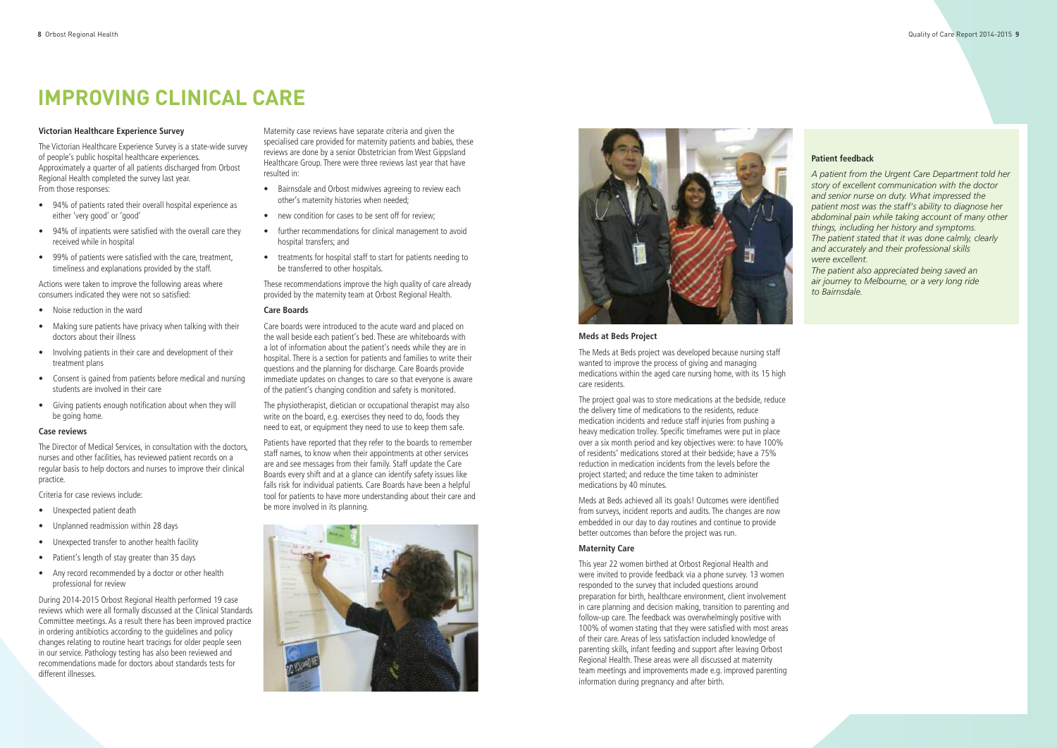# IMPROVING CLINICAL CARE

### Victorian Healthcare Experience Survey

The Victorian Healthcare Experience Survey is a state-wide survey of people's public hospital healthcare experiences. Approximately a quarter of all patients discharged from Orbost Regional Health completed the survey last year. From those responses:

- 94% of patients rated their overall hospital experience as either 'very good' or 'good'
- 94% of inpatients were satisfied with the overall care they received while in hospital
- 99% of patients were satisfied with the care, treatment, timeliness and explanations provided by the staff.

Actions were taken to improve the following areas where consumers indicated they were not so satisfied:

- Noise reduction in the ward
- Making sure patients have privacy when talking with their doctors about their illness
- Involving patients in their care and development of their treatment plans
- Consent is gained from patients before medical and nursing students are involved in their care
- Giving patients enough notification about when they will be going home.

### Case reviews

The Director of Medical Services, in consultation with the doctors, nurses and other facilities, has reviewed patient records on a regular basis to help doctors and nurses to improve their clinical practice.

Criteria for case reviews include:

- Unexpected patient death
- Unplanned readmission within 28 days
- Unexpected transfer to another health facility
- Patient's length of stay greater than 35 days
- Any record recommended by a doctor or other health professional for review

During 2014-2015 Orbost Regional Health performed 19 case reviews which were all formally discussed at the Clinical Standards Committee meetings. As a result there has been improved practice in ordering antibiotics according to the guidelines and policy changes relating to routine heart tracings for older people seen in our service. Pathology testing has also been reviewed and recommendations made for doctors about standards tests for different illnesses.

Maternity case reviews have separate criteria and given the specialised care provided for maternity patients and babies, these reviews are done by a senior Obstetrician from West Gippsland Healthcare Group. There were three reviews last year that have resulted in:

- Bairnsdale and Orbost midwives agreeing to review each other's maternity histories when needed;
- new condition for cases to be sent off for review;
- further recommendations for clinical management to avoid hospital transfers; and
- treatments for hospital staff to start for patients needing to be transferred to other hospitals.

These recommendations improve the high quality of care already provided by the maternity team at Orbost Regional Health.

### Care Boards

Care boards were introduced to the acute ward and placed on the wall beside each patient's bed. These are whiteboards with a lot of information about the patient's needs while they are in hospital. There is a section for patients and families to write their questions and the planning for discharge. Care Boards provide immediate updates on changes to care so that everyone is aware of the patient's changing condition and safety is monitored.

The physiotherapist, dietician or occupational therapist may also write on the board, e.g. exercises they need to do, foods they need to eat, or equipment they need to use to keep them safe.

Patients have reported that they refer to the boards to remember staff names, to know when their appointments at other services are and see messages from their family. Staff update the Care Boards every shift and at a glance can identify safety issues like falls risk for individual patients. Care Boards have been a helpful tool for patients to have more understanding about their care and be more involved in its planning.

### Meds at Beds Project

The Meds at Beds project was developed because nursing staff wanted to improve the process of giving and managing medications within the aged care nursing home, with its 15 high care residents.

The project goal was to store medications at the bedside, reduce the delivery time of medications to the residents, reduce medication incidents and reduce staff injuries from pushing a heavy medication trolley. Specific timeframes were put in place over a six month period and key objectives were: to have 100% of residents' medications stored at their bedside; have a 75% reduction in medication incidents from the levels before the project started; and reduce the time taken to administer medications by 40 minutes.

Meds at Beds achieved all its goals! Outcomes were identified from surveys, incident reports and audits. The changes are now embedded in our day to day routines and continue to provide better outcomes than before the project was run.

### Maternity Care

This year 22 women birthed at Orbost Regional Health and were invited to provide feedback via a phone survey. 13 women responded to the survey that included questions around preparation for birth, healthcare environment, client involvement in care planning and decision making, transition to parenting and follow-up care. The feedback was overwhelmingly positive with 100% of women stating that they were satisfied with most areas of their care. Areas of less satisfaction included knowledge of parenting skills, infant feeding and support after leaving Orbost Regional Health. These areas were all discussed at maternity team meetings and improvements made e.g. improved parenting information during pregnancy and after birth.

### Patient feedback

*A patient from the Urgent Care Department told her story of excellent communication with the doctor and senior nurse on duty. What impressed the patient most was the staff's ability to diagnose her abdominal pain while taking account of many other things, including her history and symptoms. The patient stated that it was done calmly, clearly and accurately and their professional skills were excellent.*

*The patient also appreciated being saved an air journey to Melbourne, or a very long ride to Bairnsdale.*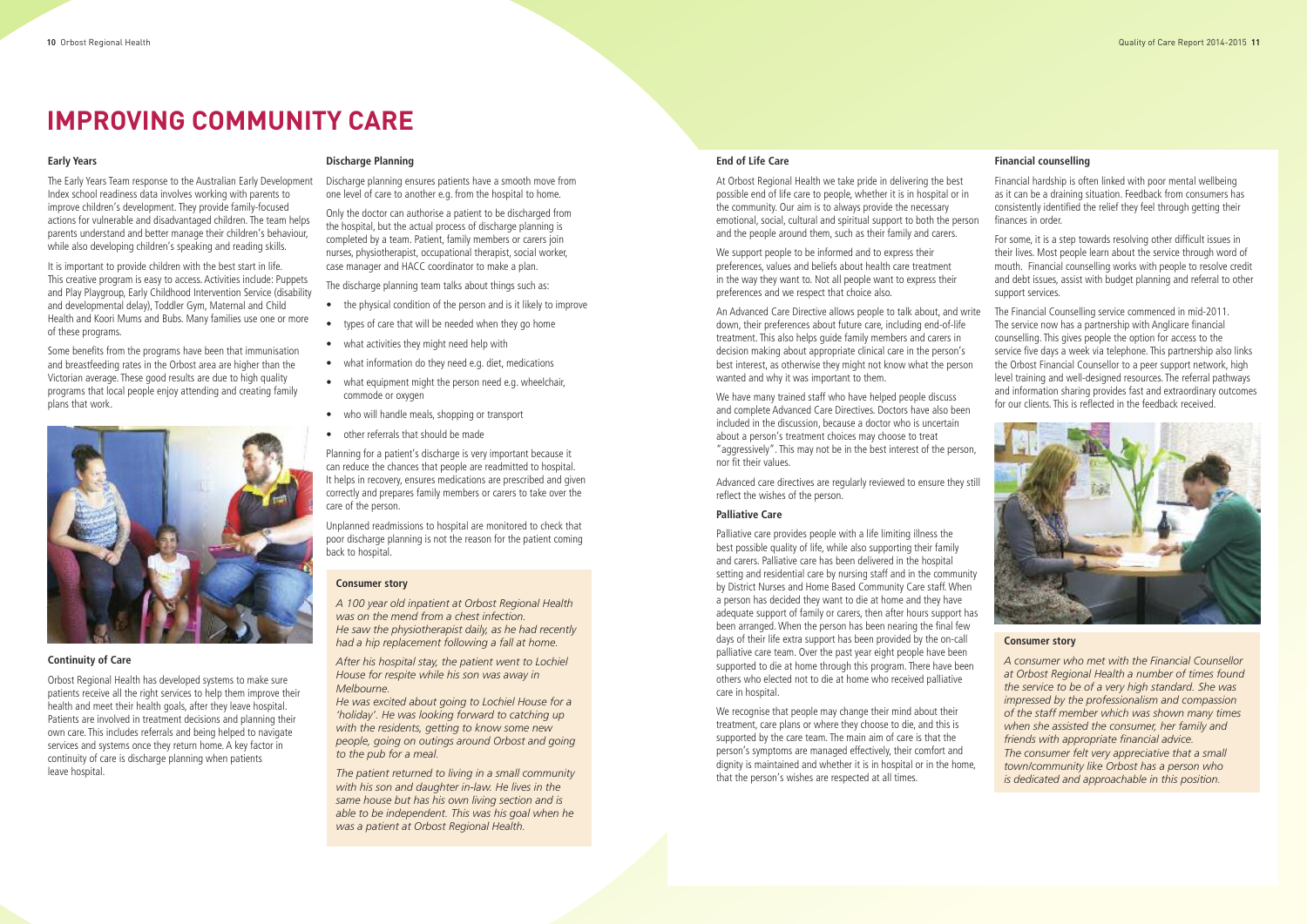# IMPROVING COMMUNITY CARE

### Early Years

The Early Years Team response to the Australian Early Development Index school readiness data involves working with parents to improve children's development. They provide family-focused actions for vulnerable and disadvantaged children. The team helps parents understand and better manage their children's behaviour, while also developing children's speaking and reading skills.

It is important to provide children with the best start in life. This creative program is easy to access. Activities include: Puppets and Play Playgroup, Early Childhood Intervention Service (disability and developmental delay), Toddler Gym, Maternal and Child Health and Koori Mums and Bubs. Many families use one or more of these programs.

Some benefits from the programs have been that immunisation and breastfeeding rates in the Orbost area are higher than the Victorian average. These good results are due to high quality programs that local people enjoy attending and creating family plans that work.

### Continuity of Care

Orbost Regional Health has developed systems to make sure patients receive all the right services to help them improve their health and meet their health goals, after they leave hospital. Patients are involved in treatment decisions and planning their own care. This includes referrals and being helped to navigate services and systems once they return home. A key factor in continuity of care is discharge planning when patients leave hospital.

### Discharge Planning

Discharge planning ensures patients have a smooth move from one level of care to another e.g. from the hospital to home.

Only the doctor can authorise a patient to be discharged from the hospital, but the actual process of discharge planning is completed by a team. Patient, family members or carers join nurses, physiotherapist, occupational therapist, social worker, case manager and HACC coordinator to make a plan.

The discharge planning team talks about things such as:

- the physical condition of the person and is it likely to improve
- types of care that will be needed when they go home
- what activities they might need help with
- what information do they need e.g. diet, medications
- what equipment might the person need e.g. wheelchair, commode or oxygen
- who will handle meals, shopping or transport
- other referrals that should be made

Planning for a patient's discharge is very important because it can reduce the chances that people are readmitted to hospital. It helps in recovery, ensures medications are prescribed and given correctly and prepares family members or carers to take over the care of the person.

Unplanned readmissions to hospital are monitored to check that poor discharge planning is not the reason for the patient coming back to hospital.

#### Consumer story

*A 100 year old inpatient at Orbost Regional Health was on the mend from a chest infection. He saw the physiotherapist daily, as he had recently had a hip replacement following a fall at home.*

*After his hospital stay, the patient went to Lochiel House for respite while his son was away in Melbourne.*

*He was excited about going to Lochiel House for a 'holiday'. He was looking forward to catching up with the residents, getting to know some new people, going on outings around Orbost and going to the pub for a meal.*

*The patient returned to living in a small community with his son and daughter in-law. He lives in the same house but has his own living section and is able to be independent. This was his goal when he was a patient at Orbost Regional Health.*

### End of Life Care

At Orbost Regional Health we take pride in delivering the best possible end of life care to people, whether it is in hospital or in the community. Our aim is to always provide the necessary emotional, social, cultural and spiritual support to both the person and the people around them, such as their family and carers.

We support people to be informed and to express their preferences, values and beliefs about health care treatment in the way they want to. Not all people want to express their preferences and we respect that choice also.

An Advanced Care Directive allows people to talk about, and write down, their preferences about future care, including end-of-life treatment. This also helps guide family members and carers in decision making about appropriate clinical care in the person's best interest, as otherwise they might not know what the person wanted and why it was important to them.

We have many trained staff who have helped people discuss and complete Advanced Care Directives. Doctors have also been included in the discussion, because a doctor who is uncertain about a person's treatment choices may choose to treat "aggressively". This may not be in the best interest of the person, nor fit their values.

Advanced care directives are regularly reviewed to ensure they still reflect the wishes of the person.

### Palliative Care

Palliative care provides people with a life limiting illness the best possible quality of life, while also supporting their family and carers. Palliative care has been delivered in the hospital setting and residential care by nursing staff and in the community by District Nurses and Home Based Community Care staff. When a person has decided they want to die at home and they have adequate support of family or carers, then after hours support has been arranged. When the person has been nearing the final few days of their life extra support has been provided by the on-call palliative care team. Over the past year eight people have been supported to die at home through this program. There have been others who elected not to die at home who received palliative care in hospital.

We recognise that people may change their mind about their treatment, care plans or where they choose to die, and this is supported by the care team. The main aim of care is that the person's symptoms are managed effectively, their comfort and dignity is maintained and whether it is in hospital or in the home, that the person's wishes are respected at all times.

### Financial counselling

Financial hardship is often linked with poor mental wellbeing as it can be a draining situation. Feedback from consumers has consistently identified the relief they feel through getting their finances in order.

For some, it is a step towards resolving other difficult issues in their lives. Most people learn about the service through word of mouth. Financial counselling works with people to resolve credit and debt issues, assist with budget planning and referral to other support services.

The Financial Counselling service commenced in mid-2011. The service now has a partnership with Anglicare financial counselling. This gives people the option for access to the service five days a week via telephone. This partnership also links the Orbost Financial Counsellor to a peer support network, high level training and well-designed resources. The referral pathways and information sharing provides fast and extraordinary outcomes for our clients. This is reflected in the feedback received.

#### Consumer story

*A consumer who met with the Financial Counsellor at Orbost Regional Health a number of times found the service to be of a very high standard. She was impressed by the professionalism and compassion of the staff member which was shown many times when she assisted the consumer, her family and friends with appropriate financial advice. The consumer felt very appreciative that a small town/community like Orbost has a person who is dedicated and approachable in this position.*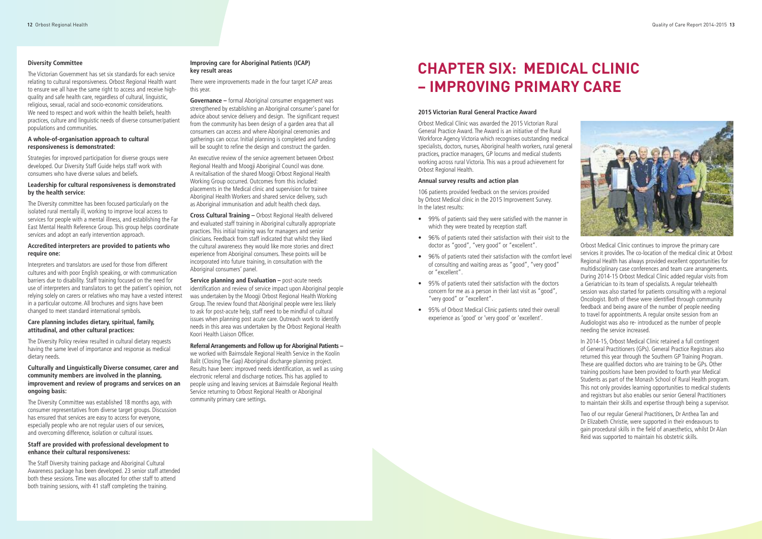### Diversity Committee

The Victorian Government has set six standards for each service relating to cultural responsiveness. Orbost Regional Health want to ensure we all have the same right to access and receive high-quality and safe health care, regardless of cultural, linguistic, religious, sexual, racial and socio-economic considerations. We need to respect and work within the health beliefs, health practices, culture and linguistic needs of diverse consumer/patient populations and communities.

#### A whole-of-organisation approach to cultural responsiveness is demonstrated:

Strategies for improved participation for diverse groups were developed. Our Diversity Staff Guide helps staff work with consumers who have diverse values and beliefs.

#### Leadership for cultural responsiveness is demonstrated by the health service:

The Diversity committee has been focused particularly on the isolated rural mentally ill, working to improve local access to services for people with a mental illness, and establishing the Far East Mental Health Reference Group. This group helps coordinate services and adopt an early intervention approach.

#### Accredited interpreters are provided to patients who require one:

Interpreters and translators are used for those from different cultures and with poor English speaking, or with communication barriers due to disability. Staff training focused on the need for use of interpreters and translators to get the patient's opinion, not relying solely on carers or relatives who may have a vested interest in a particular outcome. All brochures and signs have been changed to meet standard international symbols.

#### Care planning includes dietary, spiritual, family, attitudinal, and other cultural practices:

The Diversity Policy review resulted in cultural dietary requests having the same level of importance and response as medical dietary needs.

#### Culturally and Linguistically Diverse consumer, carer and community members are involved in the planning, improvement and review of programs and services on an ongoing basis:

The Diversity Committee was established 18 months ago, with consumer representatives from diverse target groups. Discussion has ensured that services are easy to access for everyone, especially people who are not regular users of our services, and overcoming difference, isolation or cultural issues.

#### Staff are provided with professional development to enhance their cultural responsiveness:

The Staff Diversity training package and Aboriginal Cultural Awareness package has been developed. 23 senior staff attended both these sessions. Time was allocated for other staff to attend both training sessions, with 41 staff completing the training.

#### Improving care for Aboriginal Patients (ICAP) key result areas

There were improvements made in the four target ICAP areas this year.

**Governance –** formal Aboriginal consumer engagement was strengthened by establishing an Aboriginal consumer's panel for advice about service delivery and design. The significant request from the community has been design of a garden area that all consumers can access and where Aboriginal ceremonies and gatherings can occur. Initial planning is completed and funding will be sought to refine the design and construct the garden.

An executive review of the service agreement between Orbost Regional Health and Moogji Aboriginal Council was done. A revitalisation of the shared Moogji Orbost Regional Health Working Group occurred. Outcomes from this included: placements in the Medical clinic and supervision for trainee Aboriginal Health Workers and shared service delivery, such as Aboriginal immunisation and adult health check days.

**Cross Cultural Training –** Orbost Regional Health delivered and evaluated staff training in Aboriginal culturally appropriate practices. This initial training was for managers and senior clinicians. Feedback from staff indicated that whilst they liked the cultural awareness they would like more stories and direct experience from Aboriginal consumers. These points will be incorporated into future training, in consultation with the Aboriginal consumers' panel.

**Service planning and Evaluation –** post-acute needs identification and review of service impact upon Aboriginal people was undertaken by the Moogji Orbost Regional Health Working Group. The review found that Aboriginal people were less likely to ask for post-acute help, staff need to be mindful of cultural issues when planning post acute care. Outreach work to identify needs in this area was undertaken by the Orbost Regional Health Koori Health Liaison Officer.

**Referral Arrangements and Follow up for Aboriginal Patients –** we worked with Bairnsdale Regional Health Service in the Koolin Balit (Closing The Gap) Aboriginal discharge planning project. Results have been: improved needs identification, as well as using electronic referral and discharge notices. This has applied to people using and leaving services at Bairnsdale Regional Health Service returning to Orbost Regional Health or Aboriginal community primary care settings.

# CHAPTER SIX: MEDICAL CLINIC – IMPROVING PRIMARY CARE

#### 2015 Victorian Rural General Practice Award

Orbost Medical Clinic was awarded the 2015 Victorian Rural General Practice Award. The Award is an initiative of the Rural Workforce Agency Victoria which recognises outstanding medical specialists, doctors, nurses, Aboriginal health workers, rural general practices, practice managers, GP locums and medical students working across rural Victoria. This was a proud achievement for Orbost Regional Health.

#### Annual survey results and action plan

106 patients provided feedback on the services provided by Orbost Medical clinic in the 2015 Improvement Survey. In the latest results:

- 99% of patients said they were satisfied with the manner in which they were treated by reception staff.
- 96% of patients rated their satisfaction with their visit to the doctor as "good", "very good" or "excellent".
- 96% of patients rated their satisfaction with the comfort level of consulting and waiting areas as "good", "very good" or "excellent".
- 95% of patients rated their satisfaction with the doctors concern for me as a person in their last visit as "good", "very good" or "excellent".
- 95% of Orbost Medical Clinic patients rated their overall experience as 'good' or 'very good' or 'excellent'.

Orbost Medical Clinic continues to improve the primary care services it provides. The co-location of the medical clinic at Orbost Regional Health has always provided excellent opportunities for multidisciplinary case conferences and team care arrangements. During 2014-15 Orbost Medical Clinic added regular visits from a Geriatrician to its team of specialists. A regular telehealth session was also started for patients consulting with a regional Oncologist. Both of these were identified through community feedback and being aware of the number of people needing to travel for appointments. A regular onsite session from an Audiologist was also re- introduced as the number of people needing the service increased.

In 2014-15, Orbost Medical Clinic retained a full contingent of General Practitioners (GPs). General Practice Registrars also returned this year through the Southern GP Training Program. These are qualified doctors who are training to be GPs. Other training positions have been provided to fourth year Medical Students as part of the Monash School of Rural Health program. This not only provides learning opportunities to medical students and registrars but also enables our senior General Practitioners to maintain their skills and expertise through being a supervisor.

Two of our regular General Practitioners, Dr Anthea Tan and Dr Elizabeth Christie, were supported in their endeavours to gain procedural skills in the field of anaesthetics, whilst Dr Alan Reid was supported to maintain his obstetric skills.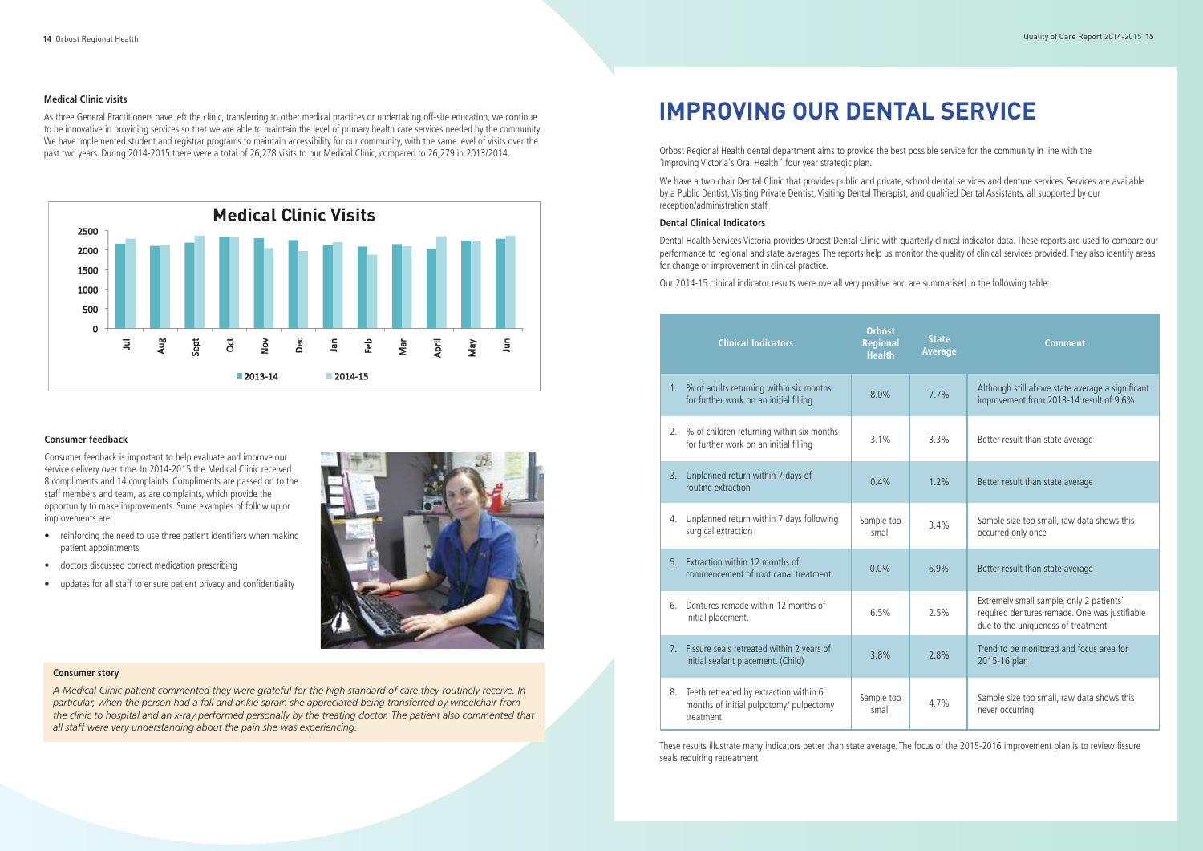### Medical Clinic visits

As three General Practitioners have left the clinic, transferring to other medical practices or undertaking off-site education, we continue to be innovative in providing services so that we are able to maintain the level of primary health care services needed by the community. We have implemented student and registrar programs to maintain accessibility for our community, with the same level of visits over the past two years. During 2014-2015 there were a total of 26,278 visits to our Medical Clinic, compared to 26,279 in 2013/2014.

**Medical Clinic Visits**

2500
2000
1500
1000
500
0

Jul Aug Sept Oct Nov Dec Jan Feb Mar April May Jun

2013-14    2014-15

### Consumer feedback

Consumer feedback is important to help evaluate and improve our service delivery over time. In 2014-2015 the Medical Clinic received 8 compliments and 14 complaints. Compliments are passed on to the staff members and team, as are complaints, which provide the opportunity to make improvements. Some examples of follow up or improvements are:

- reinforcing the need to use three patient identifiers when making patient appointments
- doctors discussed correct medication prescribing
- updates for all staff to ensure patient privacy and confidentiality

### Consumer story

*A Medical Clinic patient commented they were grateful for the high standard of care they routinely receive. In particular, when the person had a fall and ankle sprain she appreciated being transferred by wheelchair from the clinic to hospital and an x-ray performed personally by the treating doctor. The patient also commented that all staff were very understanding about the pain she was experiencing.*

# IMPROVING OUR DENTAL SERVICE

Orbost Regional Health dental department aims to provide the best possible service for the community in line with the 'Improving Victoria's Oral Health" four year strategic plan.

We have a two chair Dental Clinic that provides public and private, school dental services and denture services. Services are available by a Public Dentist, Visiting Private Dentist, Visiting Dental Therapist, and qualified Dental Assistants, all supported by our reception/administration staff.

### Dental Clinical Indicators

Dental Health Services Victoria provides Orbost Dental Clinic with quarterly clinical indicator data. These reports are used to compare our performance to regional and state averages. The reports help us monitor the quality of clinical services provided. They also identify areas for change or improvement in clinical practice.

Our 2014-15 clinical indicator results were overall very positive and are summarised in the following table:

| Clinical Indicators | Orbost Regional Health | State Average | Comment |
|---|---|---|---|
| 1. % of adults returning within six months for further work on an initial filling | 8.0% | 7.7% | Although still above state average a significant improvement from 2013-14 result of 9.6% |
| 2. % of children returning within six months for further work on an initial filling | 3.1% | 3.3% | Better result than state average |
| 3. Unplanned return within 7 days of routine extraction | 0.4% | 1.2% | Better result than state average |
| 4. Unplanned return within 7 days following surgical extraction | Sample too small | 3.4% | Sample size too small, raw data shows this occurred only once |
| 5. Extraction within 12 months of commencement of root canal treatment | 0.0% | 6.9% | Better result than state average |
| 6. Dentures remade within 12 months of initial placement. | 6.5% | 2.5% | Extremely small sample, only 2 patients' required dentures remade. One was justifiable due to the uniqueness of treatment |
| 7. Fissure seals retreated within 2 years of initial sealant placement. (Child) | 3.8% | 2.8% | Trend to be monitored and focus area for 2015-16 plan |
| 8. Teeth retreated by extraction within 6 months of initial pulpotomy/ pulpectomy treatment | Sample too small | 4.7% | Sample size too small, raw data shows this never occurring |

These results illustrate many indicators better than state average. The focus of the 2015-2016 improvement plan is to review fissure seals requiring retreatment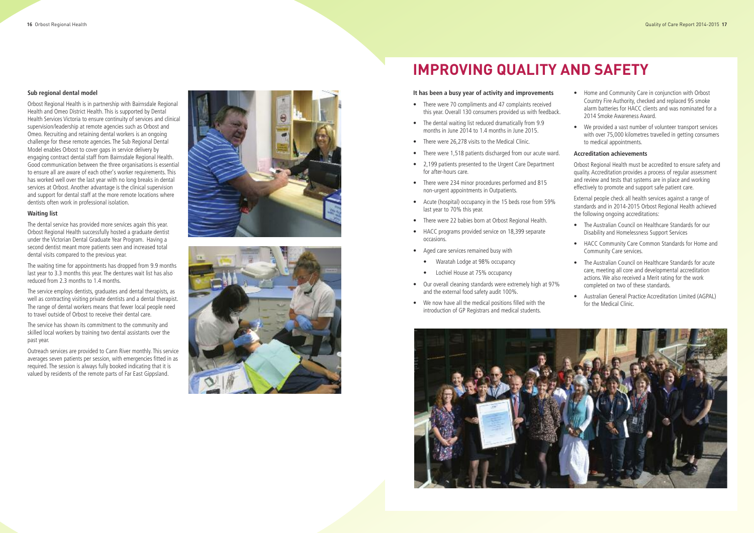### Sub regional dental model

Orbost Regional Health is in partnership with Bairnsdale Regional Health and Omeo District Health. This is supported by Dental Health Services Victoria to ensure continuity of services and clinical supervision/leadership at remote agencies such as Orbost and Omeo. Recruiting and retaining dental workers is an ongoing challenge for these remote agencies. The Sub Regional Dental Model enables Orbost to cover gaps in service delivery by engaging contract dental staff from Bairnsdale Regional Health. Good communication between the three organisations is essential to ensure all are aware of each other's worker requirements. This has worked well over the last year with no long breaks in dental services at Orbost. Another advantage is the clinical supervision and support for dental staff at the more remote locations where dentists often work in professional isolation.

### Waiting list

The dental service has provided more services again this year. Orbost Regional Health successfully hosted a graduate dentist under the Victorian Dental Graduate Year Program. Having a second dentist meant more patients seen and increased total dental visits compared to the previous year.

The waiting time for appointments has dropped from 9.9 months last year to 3.3 months this year. The dentures wait list has also reduced from 2.3 months to 1.4 months.

The service employs dentists, graduates and dental therapists, as well as contracting visiting private dentists and a dental therapist. The range of dental workers means that fewer local people need to travel outside of Orbost to receive their dental care.

The service has shown its commitment to the community and skilled local workers by training two dental assistants over the past year.

Outreach services are provided to Cann River monthly. This service averages seven patients per session, with emergencies fitted in as required. The session is always fully booked indicating that it is valued by residents of the remote parts of Far East Gippsland.

# IMPROVING QUALITY AND SAFETY

### It has been a busy year of activity and improvements

- There were 70 compliments and 47 complaints received this year. Overall 130 consumers provided us with feedback.
- The dental waiting list reduced dramatically from 9.9 months in June 2014 to 1.4 months in June 2015.
- There were 26,278 visits to the Medical Clinic.
- There were 1,518 patients discharged from our acute ward.
- 2,199 patients presented to the Urgent Care Department for after-hours care.
- There were 234 minor procedures performed and 815 non-urgent appointments in Outpatients.
- Acute (hospital) occupancy in the 15 beds rose from 59% last year to 70% this year.
- There were 22 babies born at Orbost Regional Health.
- HACC programs provided service on 18,399 separate occasions.
- Aged care services remained busy with
  - Waratah Lodge at 98% occupancy
  - Lochiel House at 75% occupancy
- Our overall cleaning standards were extremely high at 97% and the external food safety audit 100%.
- We now have all the medical positions filled with the introduction of GP Registrars and medical students.
- Home and Community Care in conjunction with Orbost Country Fire Authority, checked and replaced 95 smoke alarm batteries for HACC clients and was nominated for a 2014 Smoke Awareness Award.
- We provided a vast number of volunteer transport services with over 75,000 kilometres travelled in getting consumers to medical appointments.

### Accreditation achievements

Orbost Regional Health must be accredited to ensure safety and quality. Accreditation provides a process of regular assessment and review and tests that systems are in place and working effectively to promote and support safe patient care.

External people check all health services against a range of standards and in 2014-2015 Orbost Regional Health achieved the following ongoing accreditations:

- The Australian Council on Healthcare Standards for our Disability and Homelessness Support Services
- HACC Community Care Common Standards for Home and Community Care services.
- The Australian Council on Healthcare Standards for acute care, meeting all core and developmental accreditation actions. We also received a Merit rating for the work completed on two of these standards.
- Australian General Practice Accreditation Limited (AGPAL) for the Medical Clinic.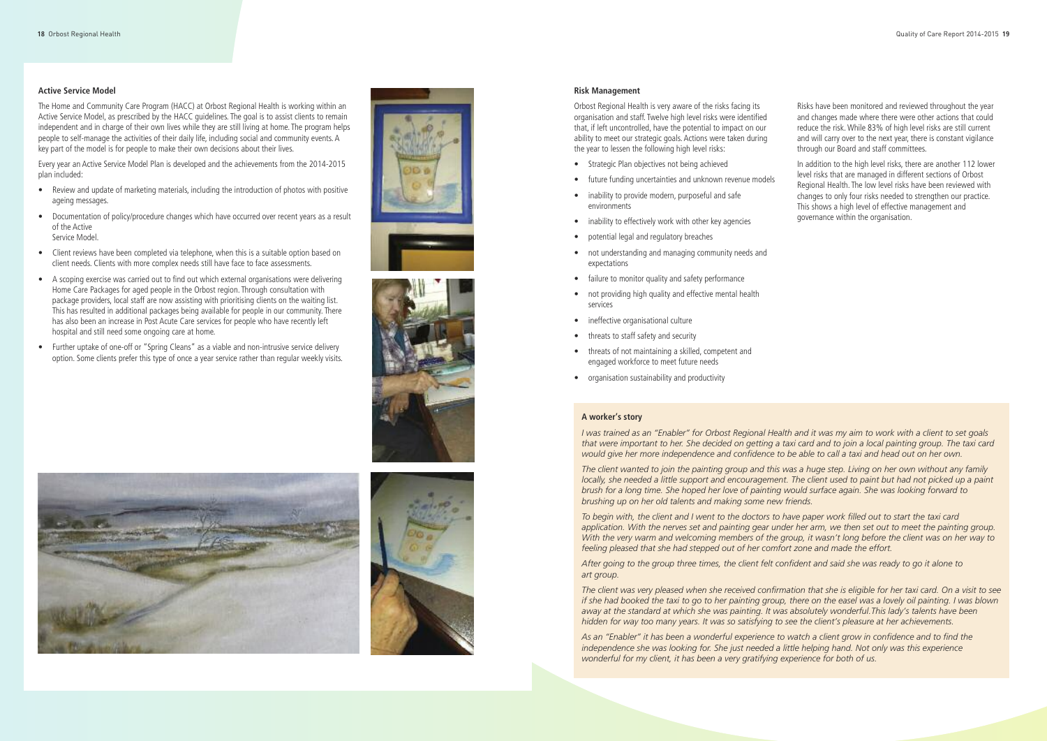## Active Service Model

The Home and Community Care Program (HACC) at Orbost Regional Health is working within an Active Service Model, as prescribed by the HACC guidelines. The goal is to assist clients to remain independent and in charge of their own lives while they are still living at home. The program helps people to self-manage the activities of their daily life, including social and community events. A key part of the model is for people to make their own decisions about their lives.

Every year an Active Service Model Plan is developed and the achievements from the 2014-2015 plan included:

- Review and update of marketing materials, including the introduction of photos with positive ageing messages.
- Documentation of policy/procedure changes which have occurred over recent years as a result of the Active Service Model.
- Client reviews have been completed via telephone, when this is a suitable option based on client needs. Clients with more complex needs still have face to face assessments.
- A scoping exercise was carried out to find out which external organisations were delivering Home Care Packages for aged people in the Orbost region. Through consultation with package providers, local staff are now assisting with prioritising clients on the waiting list. This has resulted in additional packages being available for people in our community. There has also been an increase in Post Acute Care services for people who have recently left hospital and still need some ongoing care at home.
- Further uptake of one-off or "Spring Cleans" as a viable and non-intrusive service delivery option. Some clients prefer this type of once a year service rather than regular weekly visits.

## Risk Management

Orbost Regional Health is very aware of the risks facing its organisation and staff. Twelve high level risks were identified that, if left uncontrolled, have the potential to impact on our ability to meet our strategic goals. Actions were taken during the year to lessen the following high level risks:

- Strategic Plan objectives not being achieved
- future funding uncertainties and unknown revenue models
- inability to provide modern, purposeful and safe environments
- inability to effectively work with other key agencies
- potential legal and regulatory breaches
- not understanding and managing community needs and expectations
- failure to monitor quality and safety performance
- not providing high quality and effective mental health services
- ineffective organisational culture
- threats to staff safety and security
- threats of not maintaining a skilled, competent and engaged workforce to meet future needs
- organisation sustainability and productivity

Risks have been monitored and reviewed throughout the year and changes made where there were other actions that could reduce the risk. While 83% of high level risks are still current and will carry over to the next year, there is constant vigilance through our Board and staff committees.

In addition to the high level risks, there are another 112 lower level risks that are managed in different sections of Orbost Regional Health. The low level risks have been reviewed with changes to only four risks needed to strengthen our practice. This shows a high level of effective management and governance within the organisation.

### A worker's story

*I was trained as an "Enabler" for Orbost Regional Health and it was my aim to work with a client to set goals that were important to her. She decided on getting a taxi card and to join a local painting group. The taxi card would give her more independence and confidence to be able to call a taxi and head out on her own.*

*The client wanted to join the painting group and this was a huge step. Living on her own without any family locally, she needed a little support and encouragement. The client used to paint but had not picked up a paint brush for a long time. She hoped her love of painting would surface again. She was looking forward to brushing up on her old talents and making some new friends.*

*To begin with, the client and I went to the doctors to have paper work filled out to start the taxi card application. With the nerves set and painting gear under her arm, we then set out to meet the painting group. With the very warm and welcoming members of the group, it wasn't long before the client was on her way to feeling pleased that she had stepped out of her comfort zone and made the effort.*

*After going to the group three times, the client felt confident and said she was ready to go it alone to art group.*

*The client was very pleased when she received confirmation that she is eligible for her taxi card. On a visit to see if she had booked the taxi to go to her painting group, there on the easel was a lovely oil painting. I was blown away at the standard at which she was painting. It was absolutely wonderful.This lady's talents have been hidden for way too many years. It was so satisfying to see the client's pleasure at her achievements.*

*As an "Enabler" it has been a wonderful experience to watch a client grow in confidence and to find the independence she was looking for. She just needed a little helping hand. Not only was this experience wonderful for my client, it has been a very gratifying experience for both of us.*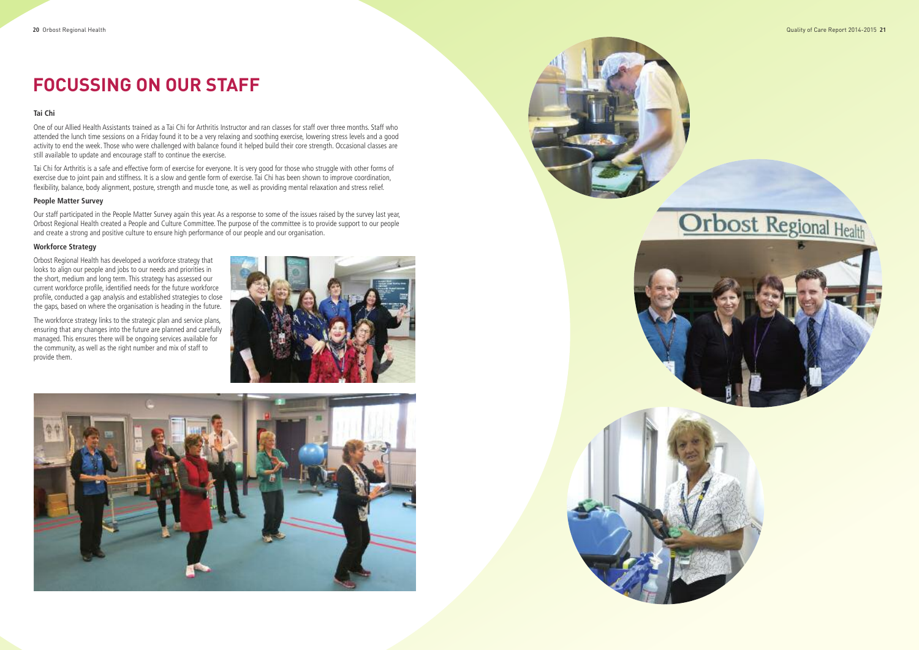# FOCUSSING ON OUR STAFF

### Tai Chi

One of our Allied Health Assistants trained as a Tai Chi for Arthritis Instructor and ran classes for staff over three months. Staff who attended the lunch time sessions on a Friday found it to be a very relaxing and soothing exercise, lowering stress levels and a good activity to end the week. Those who were challenged with balance found it helped build their core strength. Occasional classes are still available to update and encourage staff to continue the exercise.

Tai Chi for Arthritis is a safe and effective form of exercise for everyone. It is very good for those who struggle with other forms of exercise due to joint pain and stiffness. It is a slow and gentle form of exercise. Tai Chi has been shown to improve coordination, flexibility, balance, body alignment, posture, strength and muscle tone, as well as providing mental relaxation and stress relief.

### People Matter Survey

Our staff participated in the People Matter Survey again this year. As a response to some of the issues raised by the survey last year, Orbost Regional Health created a People and Culture Committee. The purpose of the committee is to provide support to our people and create a strong and positive culture to ensure high performance of our people and our organisation.

### Workforce Strategy

Orbost Regional Health has developed a workforce strategy that looks to align our people and jobs to our needs and priorities in the short, medium and long term. This strategy has assessed our current workforce profile, identified needs for the future workforce profile, conducted a gap analysis and established strategies to close the gaps, based on where the organisation is heading in the future.

The workforce strategy links to the strategic plan and service plans, ensuring that any changes into the future are planned and carefully managed. This ensures there will be ongoing services available for the community, as well as the right number and mix of staff to provide them.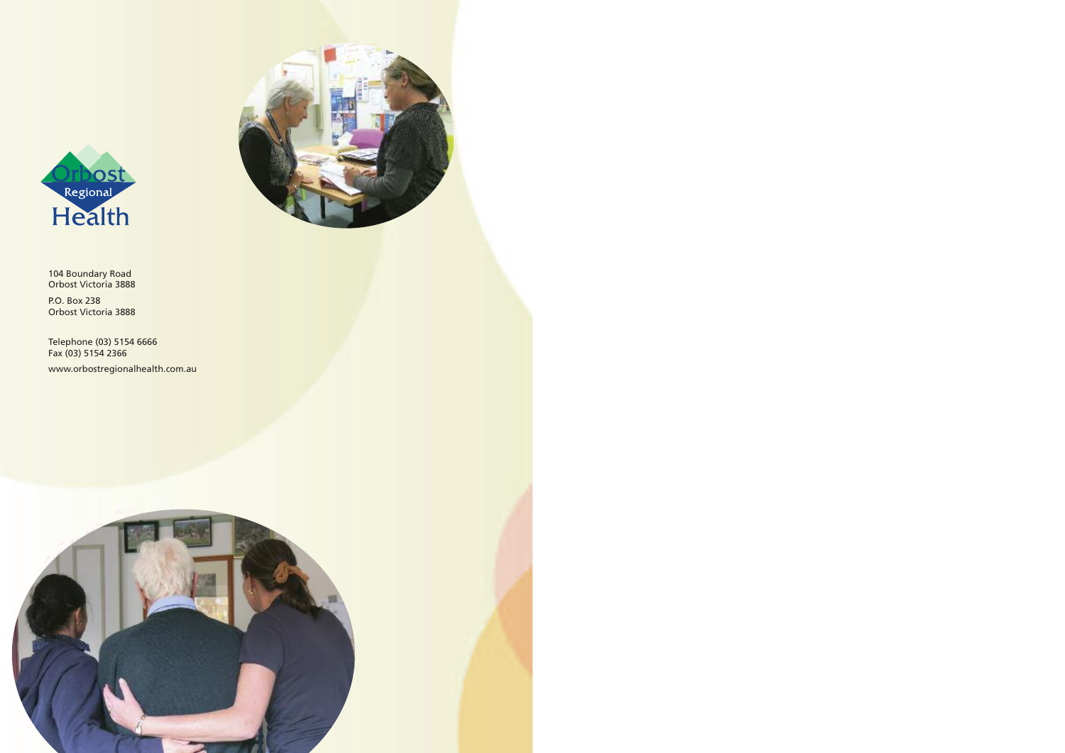Orbost Regional Health

104 Boundary Road
Orbost Victoria 3888

P.O. Box 238
Orbost Victoria 3888

Telephone (03) 5154 6666
Fax (03) 5154 2366

www.orbostregionalhealth.com.au